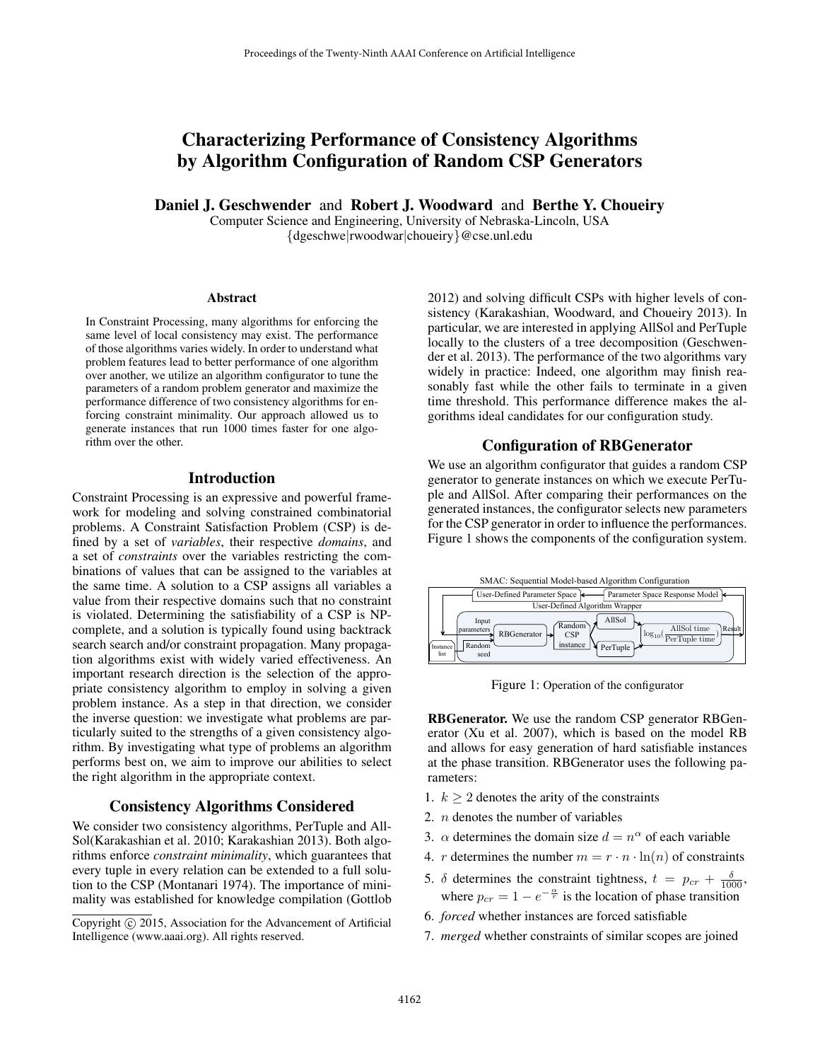# Characterizing Performance of Consistency Algorithms by Algorithm Configuration of Random CSP Generators

**Daniel J. Geschwender** and **Robert J. Woodward** and **Berthe Y. Choueiry**

Computer Science and Engineering, University of Nebraska-Lincoln, USA
{dgeschwe|rwoodwar|choueiry}@cse.unl.edu

### Abstract

In Constraint Processing, many algorithms for enforcing the same level of local consistency may exist. The performance of those algorithms varies widely. In order to understand what problem features lead to better performance of one algorithm over another, we utilize an algorithm configurator to tune the parameters of a random problem generator and maximize the performance difference of two consistency algorithms for enforcing constraint minimality. Our approach allowed us to generate instances that run 1000 times faster for one algorithm over the other.

## Introduction

Constraint Processing is an expressive and powerful framework for modeling and solving constrained combinatorial problems. A Constraint Satisfaction Problem (CSP) is defined by a set of *variables*, their respective *domains*, and a set of *constraints* over the variables restricting the combinations of values that can be assigned to the variables at the same time. A solution to a CSP assigns all variables a value from their respective domains such that no constraint is violated. Determining the satisfiability of a CSP is NP-complete, and a solution is typically found using backtrack search search and/or constraint propagation. Many propagation algorithms exist with widely varied effectiveness. An important research direction is the selection of the appropriate consistency algorithm to employ in solving a given problem instance. As a step in that direction, we consider the inverse question: we investigate what problems are particularly suited to the strengths of a given consistency algorithm. By investigating what type of problems an algorithm performs best on, we aim to improve our abilities to select the right algorithm in the appropriate context.

## Consistency Algorithms Considered

We consider two consistency algorithms, PerTuple and AllSol(Karakashian et al. 2010; Karakashian 2013). Both algorithms enforce *constraint minimality*, which guarantees that every tuple in every relation can be extended to a full solution to the CSP (Montanari 1974). The importance of minimality was established for knowledge compilation (Gottlob 2012) and solving difficult CSPs with higher levels of consistency (Karakashian, Woodward, and Choueiry 2013). In particular, we are interested in applying AllSol and PerTuple locally to the clusters of a tree decomposition (Geschwender et al. 2013). The performance of the two algorithms vary widely in practice: Indeed, one algorithm may finish reasonably fast while the other fails to terminate in a given time threshold. This performance difference makes the algorithms ideal candidates for our configuration study.

Copyright © 2015, Association for the Advancement of Artificial Intelligence (www.aaai.org). All rights reserved.

## Configuration of RBGenerator

We use an algorithm configurator that guides a random CSP generator to generate instances on which we execute PerTuple and AllSol. After comparing their performances on the generated instances, the configurator selects new parameters for the CSP generator in order to influence the performances. Figure 1 shows the components of the configuration system.

SMAC: Sequential Model-based Algorithm Configuration

User-Defined Parameter Space | Parameter Space Response Model | User-Defined Algorithm Wrapper | Input parameters | Instance list | Random seed | RBGenerator | Random CSP instance | AllSol | PerTuple | $\log_{10}(\frac{\text{AllSol time}}{\text{PerTuple time}})$ | Result

Figure 1: Operation of the configurator

**RBGenerator.** We use the random CSP generator RBGenerator (Xu et al. 2007), which is based on the model RB and allows for easy generation of hard satisfiable instances at the phase transition. RBGenerator uses the following parameters:

1. $k \geq 2$ denotes the arity of the constraints
2. $n$ denotes the number of variables
3. $\alpha$ determines the domain size $d = n^{\alpha}$ of each variable
4. $r$ determines the number $m = r \cdot n \cdot \ln(n)$ of constraints
5. $\delta$ determines the constraint tightness, $t = p_{cr} + \frac{\delta}{1000}$, where $p_{cr} = 1 - e^{-\frac{\alpha}{r}}$ is the location of phase transition
6. *forced* whether instances are forced satisfiable
7. *merged* whether constraints of similar scopes are joined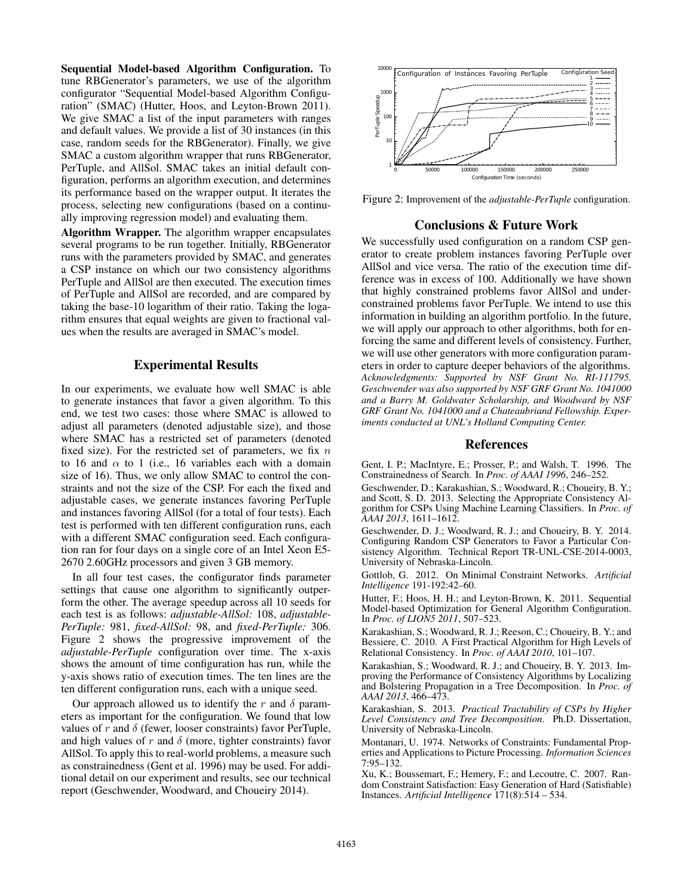**Sequential Model-based Algorithm Configuration.** To tune RBGenerator's parameters, we use of the algorithm configurator "Sequential Model-based Algorithm Configuration" (SMAC) (Hutter, Hoos, and Leyton-Brown 2011). We give SMAC a list of the input parameters with ranges and default values. We provide a list of 30 instances (in this case, random seeds for the RBGenerator). Finally, we give SMAC a custom algorithm wrapper that runs RBGenerator, PerTuple, and AllSol. SMAC takes an initial default configuration, performs an algorithm execution, and determines its performance based on the wrapper output. It iterates the process, selecting new configurations (based on a continually improving regression model) and evaluating them.

**Algorithm Wrapper.** The algorithm wrapper encapsulates several programs to be run together. Initially, RBGenerator runs with the parameters provided by SMAC, and generates a CSP instance on which our two consistency algorithms PerTuple and AllSol are then executed. The execution times of PerTuple and AllSol are recorded, and are compared by taking the base-10 logarithm of their ratio. Taking the logarithm ensures that equal weights are given to fractional values when the results are averaged in SMAC's model.

## Experimental Results

In our experiments, we evaluate how well SMAC is able to generate instances that favor a given algorithm. To this end, we test two cases: those where SMAC is allowed to adjust all parameters (denoted adjustable size), and those where SMAC has a restricted set of parameters (denoted fixed size). For the restricted set of parameters, we fix $n$ to 16 and $\alpha$ to 1 (i.e., 16 variables each with a domain size of 16). Thus, we only allow SMAC to control the constraints and not the size of the CSP. For each the fixed and adjustable cases, we generate instances favoring PerTuple and instances favoring AllSol (for a total of four tests). Each test is performed with ten different configuration runs, each with a different SMAC configuration seed. Each configuration ran for four days on a single core of an Intel Xeon E5-2670 2.60GHz processors and given 3 GB memory.

In all four test cases, the configurator finds parameter settings that cause one algorithm to significantly outperform the other. The average speedup across all 10 seeds for each test is as follows: *adjustable-AllSol:* 108, *adjustable-PerTuple:* 981, *fixed-AllSol:* 98, and *fixed-PerTuple:* 306. Figure 2 shows the progressive improvement of the *adjustable-PerTuple* configuration over time. The x-axis shows the amount of time configuration has run, while the y-axis shows ratio of execution times. The ten lines are the ten different configuration runs, each with a unique seed.

Our approach allowed us to identify the $r$ and $\delta$ parameters as important for the configuration. We found that low values of $r$ and $\delta$ (fewer, looser constraints) favor PerTuple, and high values of $r$ and $\delta$ (more, tighter constraints) favor AllSol. To apply this to real-world problems, a measure such as constrainedness (Gent et al. 1996) may be used. For additional detail on our experiment and results, see our technical report (Geschwender, Woodward, and Choueiry 2014).

Configuration of Instances Favoring PerTuple
Configuration Seed
1
2
3
4
5
6
7
8
9
10
PerTuple Speedup
10000
1000
100
10
1
0
50000
100000
150000
200000
250000
Configuration Time (seconds)

Figure 2: Improvement of the *adjustable-PerTuple* configuration.

## Conclusions & Future Work

We successfully used configuration on a random CSP generator to create problem instances favoring PerTuple over AllSol and vice versa. The ratio of the execution time difference was in excess of 100. Additionally we have shown that highly constrained problems favor AllSol and underconstrained problems favor PerTuple. We intend to use this information in building an algorithm portfolio. In the future, we will apply our approach to other algorithms, both for enforcing the same and different levels of consistency. Further, we will use other generators with more configuration parameters in order to capture deeper behaviors of the algorithms.

*Acknowledgments: Supported by NSF Grant No. RI-111795. Geschwender was also supported by NSF GRF Grant No. 1041000 and a Barry M. Goldwater Scholarship, and Woodward by NSF GRF Grant No. 1041000 and a Chateaubriand Fellowship. Experiments conducted at UNL's Holland Computing Center.*

## References

Gent, I. P.; MacIntyre, E.; Prosser, P.; and Walsh, T. 1996. The Constrainedness of Search. In *Proc. of AAAI 1996*, 246–252.

Geschwender, D.; Karakashian, S.; Woodward, R.; Choueiry, B. Y.; and Scott, S. D. 2013. Selecting the Appropriate Consistency Algorithm for CSPs Using Machine Learning Classifiers. In *Proc. of AAAI 2013*, 1611–1612.

Geschwender, D. J.; Woodward, R. J.; and Choueiry, B. Y. 2014. Configuring Random CSP Generators to Favor a Particular Consistency Algorithm. Technical Report TR-UNL-CSE-2014-0003, University of Nebraska-Lincoln.

Gottlob, G. 2012. On Minimal Constraint Networks. *Artificial Intelligence* 191-192:42–60.

Hutter, F.; Hoos, H. H.; and Leyton-Brown, K. 2011. Sequential Model-based Optimization for General Algorithm Configuration. In *Proc. of LION5 2011*, 507–523.

Karakashian, S.; Woodward, R. J.; Reeson, C.; Choueiry, B. Y.; and Bessiere, C. 2010. A First Practical Algorithm for High Levels of Relational Consistency. In *Proc. of AAAI 2010*, 101–107.

Karakashian, S.; Woodward, R. J.; and Choueiry, B. Y. 2013. Improving the Performance of Consistency Algorithms by Localizing and Bolstering Propagation in a Tree Decomposition. In *Proc. of AAAI 2013*, 466–473.

Karakashian, S. 2013. *Practical Tractability of CSPs by Higher Level Consistency and Tree Decomposition*. Ph.D. Dissertation, University of Nebraska-Lincoln.

Montanari, U. 1974. Networks of Constraints: Fundamental Properties and Applications to Picture Processing. *Information Sciences* 7:95–132.

Xu, K.; Boussemart, F.; Hemery, F.; and Lecoutre, C. 2007. Random Constraint Satisfaction: Easy Generation of Hard (Satisfiable) Instances. *Artificial Intelligence* 171(8):514 – 534.